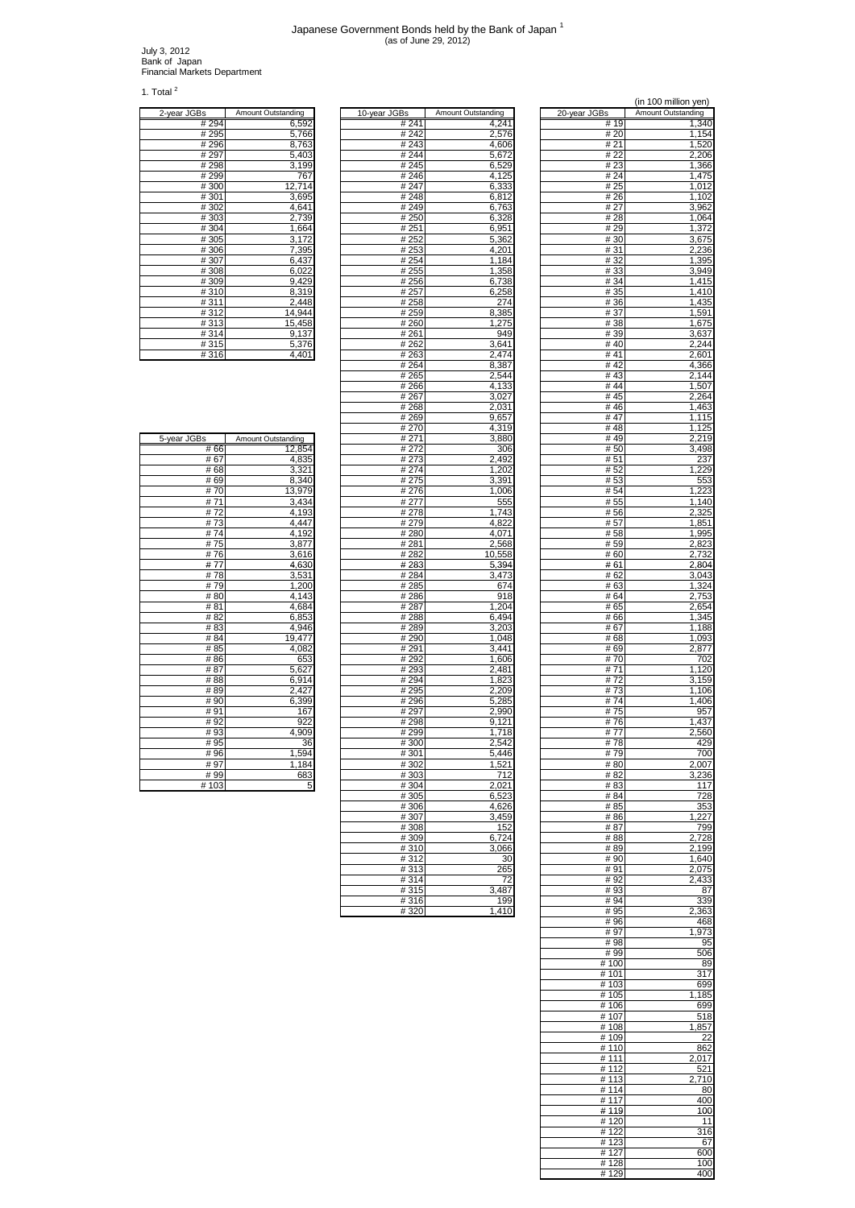# Japanese Government Bonds held by the Bank of Japan [1]

(as of June 29, 2012)

July 3, 2012
Bank of Japan
Financial Markets Department

## 1. Total [2]

(in 100 million yen)

| 2-year JGBs | Amount Outstanding |
|---|---|
| # 294 | 6,592 |
| # 295 | 5,766 |
| # 296 | 8,763 |
| # 297 | 5,403 |
| # 298 | 3,199 |
| # 299 | 767 |
| # 300 | 12,714 |
| # 301 | 3,695 |
| # 302 | 4,641 |
| # 303 | 2,739 |
| # 304 | 1,664 |
| # 305 | 3,172 |
| # 306 | 7,395 |
| # 307 | 6,437 |
| # 308 | 6,022 |
| # 309 | 9,429 |
| # 310 | 8,319 |
| # 311 | 2,448 |
| # 312 | 14,944 |
| # 313 | 15,458 |
| # 314 | 9,137 |
| # 315 | 5,376 |
| # 316 | 4,401 |

| 5-year JGBs | Amount Outstanding |
|---|---|
| # 66 | 12,854 |
| # 67 | 4,835 |
| # 68 | 3,321 |
| # 69 | 8,340 |
| # 70 | 13,979 |
| # 71 | 3,434 |
| # 72 | 4,193 |
| # 73 | 4,447 |
| # 74 | 4,192 |
| # 75 | 3,877 |
| # 76 | 3,616 |
| # 77 | 4,630 |
| # 78 | 3,531 |
| # 79 | 1,200 |
| # 80 | 4,143 |
| # 81 | 4,684 |
| # 82 | 6,853 |
| # 83 | 4,946 |
| # 84 | 19,477 |
| # 85 | 4,082 |
| # 86 | 653 |
| # 87 | 5,627 |
| # 88 | 6,914 |
| # 89 | 2,427 |
| # 90 | 6,399 |
| # 91 | 167 |
| # 92 | 922 |
| # 93 | 4,909 |
| # 95 | 36 |
| # 96 | 1,594 |
| # 97 | 1,184 |
| # 99 | 683 |
| # 103 | 5 |

| 10-year JGBs | Amount Outstanding |
|---|---|
| # 241 | 4,241 |
| # 242 | 2,576 |
| # 243 | 4,606 |
| # 244 | 5,672 |
| # 245 | 6,529 |
| # 246 | 4,125 |
| # 247 | 6,333 |
| # 248 | 6,812 |
| # 249 | 6,763 |
| # 250 | 6,328 |
| # 251 | 6,951 |
| # 252 | 5,362 |
| # 253 | 4,201 |
| # 254 | 1,184 |
| # 255 | 1,358 |
| # 256 | 6,738 |
| # 257 | 6,258 |
| # 258 | 274 |
| # 259 | 8,385 |
| # 260 | 1,275 |
| # 261 | 949 |
| # 262 | 3,641 |
| # 263 | 2,474 |
| # 264 | 8,387 |
| # 265 | 2,544 |
| # 266 | 4,133 |
| # 267 | 3,027 |
| # 268 | 2,031 |
| # 269 | 9,657 |
| # 270 | 4,319 |
| # 271 | 3,880 |
| # 272 | 306 |
| # 273 | 2,492 |
| # 274 | 1,202 |
| # 275 | 3,391 |
| # 276 | 1,006 |
| # 277 | 555 |
| # 278 | 1,743 |
| # 279 | 4,822 |
| # 280 | 4,071 |
| # 281 | 2,568 |
| # 282 | 10,558 |
| # 283 | 5,394 |
| # 284 | 3,473 |
| # 285 | 674 |
| # 286 | 918 |
| # 287 | 1,204 |
| # 288 | 6,494 |
| # 289 | 3,203 |
| # 290 | 1,048 |
| # 291 | 3,441 |
| # 292 | 1,606 |
| # 293 | 2,481 |
| # 294 | 1,823 |
| # 295 | 2,209 |
| # 296 | 5,285 |
| # 297 | 2,990 |
| # 298 | 9,121 |
| # 299 | 1,718 |
| # 300 | 2,542 |
| # 301 | 5,446 |
| # 302 | 1,521 |
| # 303 | 712 |
| # 304 | 2,021 |
| # 305 | 6,523 |
| # 306 | 4,626 |
| # 307 | 3,459 |
| # 308 | 152 |
| # 309 | 6,724 |
| # 310 | 3,066 |
| # 312 | 30 |
| # 313 | 265 |
| # 314 | 72 |
| # 315 | 3,487 |
| # 316 | 199 |
| # 320 | 1,410 |

| 20-year JGBs | Amount Outstanding |
|---|---|
| # 19 | 1,340 |
| # 20 | 1,154 |
| # 21 | 1,520 |
| # 22 | 2,206 |
| # 23 | 1,366 |
| # 24 | 1,475 |
| # 25 | 1,012 |
| # 26 | 1,102 |
| # 27 | 3,962 |
| # 28 | 1,064 |
| # 29 | 1,372 |
| # 30 | 3,675 |
| # 31 | 2,236 |
| # 32 | 1,395 |
| # 33 | 3,949 |
| # 34 | 1,415 |
| # 35 | 1,410 |
| # 36 | 1,435 |
| # 37 | 1,591 |
| # 38 | 1,675 |
| # 39 | 3,637 |
| # 40 | 2,244 |
| # 41 | 2,601 |
| # 42 | 4,366 |
| # 43 | 2,144 |
| # 44 | 1,507 |
| # 45 | 2,264 |
| # 46 | 1,463 |
| # 47 | 1,115 |
| # 48 | 1,125 |
| # 49 | 2,219 |
| # 50 | 3,498 |
| # 51 | 237 |
| # 52 | 1,229 |
| # 53 | 553 |
| # 54 | 1,223 |
| # 55 | 1,140 |
| # 56 | 2,325 |
| # 57 | 1,851 |
| # 58 | 1,995 |
| # 59 | 2,823 |
| # 60 | 2,732 |
| # 61 | 2,804 |
| # 62 | 3,043 |
| # 63 | 1,324 |
| # 64 | 2,753 |
| # 65 | 2,654 |
| # 66 | 1,345 |
| # 67 | 1,188 |
| # 68 | 1,093 |
| # 69 | 2,877 |
| # 70 | 702 |
| # 71 | 1,120 |
| # 72 | 3,159 |
| # 73 | 1,106 |
| # 74 | 1,406 |
| # 75 | 957 |
| # 76 | 1,437 |
| # 77 | 2,560 |
| # 78 | 429 |
| # 79 | 700 |
| # 80 | 2,007 |
| # 82 | 3,236 |
| # 83 | 117 |
| # 84 | 728 |
| # 85 | 353 |
| # 86 | 1,227 |
| # 87 | 799 |
| # 88 | 2,728 |
| # 89 | 2,199 |
| # 90 | 1,640 |
| # 91 | 2,075 |
| # 92 | 2,433 |
| # 93 | 87 |
| # 94 | 339 |
| # 95 | 2,363 |
| # 96 | 468 |
| # 97 | 1,973 |
| # 98 | 95 |
| # 99 | 506 |
| # 100 | 89 |
| # 101 | 317 |
| # 103 | 699 |
| # 105 | 1,185 |
| # 106 | 699 |
| # 107 | 518 |
| # 108 | 1,857 |
| # 109 | 22 |
| # 110 | 862 |
| # 111 | 2,017 |
| # 112 | 521 |
| # 113 | 2,710 |
| # 114 | 80 |
| # 117 | 400 |
| # 119 | 100 |
| # 120 | 11 |
| # 122 | 316 |
| # 123 | 67 |
| # 127 | 600 |
| # 128 | 100 |
| # 129 | 400 |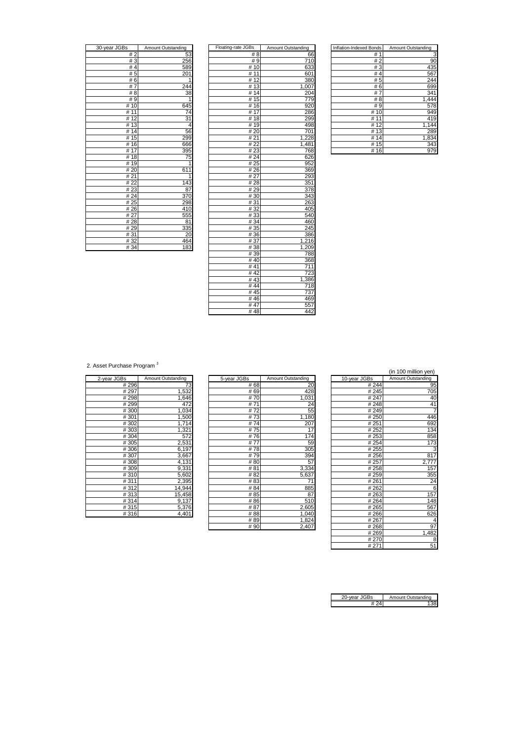| 30-year JGBs | Amount Outstanding |
|---|---|
| # 2 | 53 |
| # 3 | 256 |
| # 4 | 589 |
| # 5 | 201 |
| # 6 | 1 |
| # 7 | 244 |
| # 8 | 38 |
| # 9 | 1 |
| # 10 | 645 |
| # 11 | 74 |
| # 12 | 31 |
| # 13 | 4 |
| # 14 | 56 |
| # 15 | 299 |
| # 16 | 666 |
| # 17 | 395 |
| # 18 | 75 |
| # 19 | 1 |
| # 20 | 611 |
| # 21 | 1 |
| # 22 | 143 |
| # 23 | 87 |
| # 24 | 370 |
| # 25 | 298 |
| # 26 | 410 |
| # 27 | 555 |
| # 28 | 81 |
| # 29 | 335 |
| # 31 | 20 |
| # 32 | 464 |
| # 34 | 183 |

| Floating-rate JGBs | Amount Outstanding |
|---|---|
| # 8 | 66 |
| # 9 | 710 |
| # 10 | 633 |
| # 11 | 601 |
| # 12 | 380 |
| # 13 | 1,007 |
| # 14 | 204 |
| # 15 | 779 |
| # 16 | 920 |
| # 17 | 286 |
| # 18 | 299 |
| # 19 | 498 |
| # 20 | 701 |
| # 21 | 1,228 |
| # 22 | 1,481 |
| # 23 | 768 |
| # 24 | 626 |
| # 25 | 952 |
| # 26 | 369 |
| # 27 | 293 |
| # 28 | 351 |
| # 29 | 378 |
| # 30 | 343 |
| # 31 | 263 |
| # 32 | 405 |
| # 33 | 540 |
| # 34 | 460 |
| # 35 | 245 |
| # 36 | 386 |
| # 37 | 1,216 |
| # 38 | 1,209 |
| # 39 | 788 |
| # 40 | 368 |
| # 41 | 711 |
| # 42 | 723 |
| # 43 | 1,386 |
| # 44 | 718 |
| # 45 | 737 |
| # 46 | 469 |
| # 47 | 557 |
| # 48 | 442 |

| Inflation-Indexed Bonds | Amount Outstanding |
|---|---|
| # 1 | 3 |
| # 2 | 90 |
| # 3 | 435 |
| # 4 | 567 |
| # 5 | 244 |
| # 6 | 699 |
| # 7 | 341 |
| # 8 | 1,444 |
| # 9 | 578 |
| # 10 | 949 |
| # 11 | 419 |
| # 12 | 1,144 |
| # 13 | 289 |
| # 14 | 1,834 |
| # 15 | 343 |
| # 16 | 979 |

2. Asset Purchase Program [3]

(in 100 million yen)

| 2-year JGBs | Amount Outstanding |
|---|---|
| # 296 | 73 |
| # 297 | 1,532 |
| # 298 | 1,646 |
| # 299 | 472 |
| # 300 | 1,034 |
| # 301 | 1,500 |
| # 302 | 1,714 |
| # 303 | 1,321 |
| # 304 | 572 |
| # 305 | 2,531 |
| # 306 | 6,197 |
| # 307 | 3,667 |
| # 308 | 4,131 |
| # 309 | 9,331 |
| # 310 | 5,602 |
| # 311 | 2,395 |
| # 312 | 14,944 |
| # 313 | 15,458 |
| # 314 | 9,137 |
| # 315 | 5,376 |
| # 316 | 4,401 |

| 5-year JGBs | Amount Outstanding |
|---|---|
| # 68 | 20 |
| # 69 | 428 |
| # 70 | 1,031 |
| # 71 | 24 |
| # 72 | 55 |
| # 73 | 1,180 |
| # 74 | 207 |
| # 75 | 17 |
| # 76 | 174 |
| # 77 | 59 |
| # 78 | 305 |
| # 79 | 394 |
| # 80 | 57 |
| # 81 | 3,334 |
| # 82 | 5,637 |
| # 83 | 71 |
| # 84 | 885 |
| # 85 | 87 |
| # 86 | 510 |
| # 87 | 2,605 |
| # 88 | 1,040 |
| # 89 | 1,824 |
| # 90 | 2,407 |

| 10-year JGBs | Amount Outstanding |
|---|---|
| # 244 | 95 |
| # 245 | 705 |
| # 247 | 40 |
| # 248 | 41 |
| # 249 | 7 |
| # 250 | 446 |
| # 251 | 692 |
| # 252 | 134 |
| # 253 | 858 |
| # 254 | 173 |
| # 255 | 3 |
| # 256 | 817 |
| # 257 | 2,777 |
| # 258 | 157 |
| # 259 | 355 |
| # 261 | 24 |
| # 262 | 6 |
| # 263 | 157 |
| # 264 | 148 |
| # 265 | 567 |
| # 266 | 626 |
| # 267 | 4 |
| # 268 | 97 |
| # 269 | 1,482 |
| # 270 | 8 |
| # 271 | 51 |

| 20-year JGBs | Amount Outstanding |
|---|---|
| # 24 | 138 |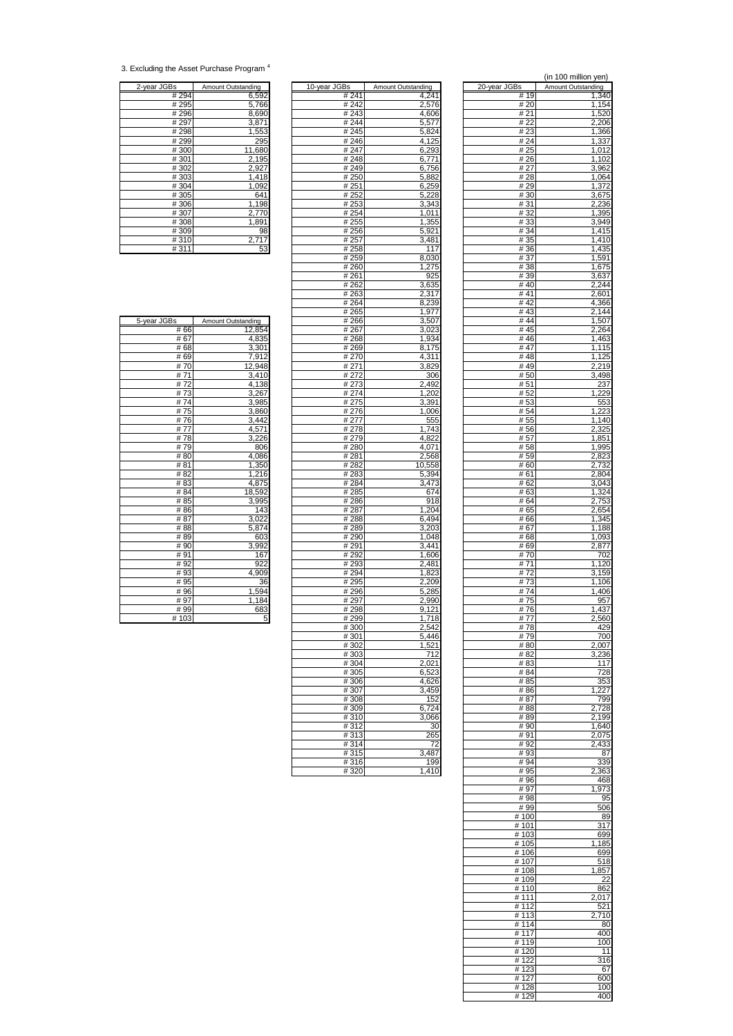3. Excluding the Asset Purchase Program [4]

(in 100 million yen)

| 2-year JGBs | Amount Outstanding |
|---|---|
| # 294 | 6,592 |
| # 295 | 5,766 |
| # 296 | 8,690 |
| # 297 | 3,871 |
| # 298 | 1,553 |
| # 299 | 295 |
| # 300 | 11,680 |
| # 301 | 2,195 |
| # 302 | 2,927 |
| # 303 | 1,418 |
| # 304 | 1,092 |
| # 305 | 641 |
| # 306 | 1,198 |
| # 307 | 2,770 |
| # 308 | 1,891 |
| # 309 | 98 |
| # 310 | 2,717 |
| # 311 | 53 |

| 5-year JGBs | Amount Outstanding |
|---|---|
| # 66 | 12,854 |
| # 67 | 4,835 |
| # 68 | 3,301 |
| # 69 | 7,912 |
| # 70 | 12,948 |
| # 71 | 3,410 |
| # 72 | 4,138 |
| # 73 | 3,267 |
| # 74 | 3,985 |
| # 75 | 3,860 |
| # 76 | 3,442 |
| # 77 | 4,571 |
| # 78 | 3,226 |
| # 79 | 806 |
| # 80 | 4,086 |
| # 81 | 1,350 |
| # 82 | 1,216 |
| # 83 | 4,875 |
| # 84 | 18,592 |
| # 85 | 3,995 |
| # 86 | 143 |
| # 87 | 3,022 |
| # 88 | 5,874 |
| # 89 | 603 |
| # 90 | 3,992 |
| # 91 | 167 |
| # 92 | 922 |
| # 93 | 4,909 |
| # 95 | 36 |
| # 96 | 1,594 |
| # 97 | 1,184 |
| # 99 | 683 |
| # 103 | 5 |

| 10-year JGBs | Amount Outstanding |
|---|---|
| # 241 | 4,241 |
| # 242 | 2,576 |
| # 243 | 4,606 |
| # 244 | 5,577 |
| # 245 | 5,824 |
| # 246 | 4,125 |
| # 247 | 6,293 |
| # 248 | 6,771 |
| # 249 | 6,756 |
| # 250 | 5,882 |
| # 251 | 6,259 |
| # 252 | 5,228 |
| # 253 | 3,343 |
| # 254 | 1,011 |
| # 255 | 1,355 |
| # 256 | 5,921 |
| # 257 | 3,481 |
| # 258 | 117 |
| # 259 | 8,030 |
| # 260 | 1,275 |
| # 261 | 925 |
| # 262 | 3,635 |
| # 263 | 2,317 |
| # 264 | 8,239 |
| # 265 | 1,977 |
| # 266 | 3,507 |
| # 267 | 3,023 |
| # 268 | 1,934 |
| # 269 | 8,175 |
| # 270 | 4,311 |
| # 271 | 3,829 |
| # 272 | 306 |
| # 273 | 2,492 |
| # 274 | 1,202 |
| # 275 | 3,391 |
| # 276 | 1,006 |
| # 277 | 555 |
| # 278 | 1,743 |
| # 279 | 4,822 |
| # 280 | 4,071 |
| # 281 | 2,568 |
| # 282 | 10,558 |
| # 283 | 5,394 |
| # 284 | 3,473 |
| # 285 | 674 |
| # 286 | 918 |
| # 287 | 1,204 |
| # 288 | 6,494 |
| # 289 | 3,203 |
| # 290 | 1,048 |
| # 291 | 3,441 |
| # 292 | 1,606 |
| # 293 | 2,481 |
| # 294 | 1,823 |
| # 295 | 2,209 |
| # 296 | 5,285 |
| # 297 | 2,990 |
| # 298 | 9,121 |
| # 299 | 1,718 |
| # 300 | 2,542 |
| # 301 | 5,446 |
| # 302 | 1,521 |
| # 303 | 712 |
| # 304 | 2,021 |
| # 305 | 6,523 |
| # 306 | 4,626 |
| # 307 | 3,459 |
| # 308 | 152 |
| # 309 | 6,724 |
| # 310 | 3,066 |
| # 312 | 30 |
| # 313 | 265 |
| # 314 | 72 |
| # 315 | 3,487 |
| # 316 | 199 |
| # 320 | 1,410 |

| 20-year JGBs | Amount Outstanding |
|---|---|
| # 19 | 1,340 |
| # 20 | 1,154 |
| # 21 | 1,520 |
| # 22 | 2,206 |
| # 23 | 1,366 |
| # 24 | 1,337 |
| # 25 | 1,012 |
| # 26 | 1,102 |
| # 27 | 3,962 |
| # 28 | 1,064 |
| # 29 | 1,372 |
| # 30 | 3,675 |
| # 31 | 2,236 |
| # 32 | 1,395 |
| # 33 | 3,949 |
| # 34 | 1,415 |
| # 35 | 1,410 |
| # 36 | 1,435 |
| # 37 | 1,591 |
| # 38 | 1,675 |
| # 39 | 3,637 |
| # 40 | 2,244 |
| # 41 | 2,601 |
| # 42 | 4,366 |
| # 43 | 2,144 |
| # 44 | 1,507 |
| # 45 | 2,264 |
| # 46 | 1,463 |
| # 47 | 1,115 |
| # 48 | 1,125 |
| # 49 | 2,219 |
| # 50 | 3,498 |
| # 51 | 237 |
| # 52 | 1,229 |
| # 53 | 553 |
| # 54 | 1,223 |
| # 55 | 1,140 |
| # 56 | 2,325 |
| # 57 | 1,851 |
| # 58 | 1,995 |
| # 59 | 2,823 |
| # 60 | 2,732 |
| # 61 | 2,804 |
| # 62 | 3,043 |
| # 63 | 1,324 |
| # 64 | 2,753 |
| # 65 | 2,654 |
| # 66 | 1,345 |
| # 67 | 1,188 |
| # 68 | 1,093 |
| # 69 | 2,877 |
| # 70 | 702 |
| # 71 | 1,120 |
| # 72 | 3,159 |
| # 73 | 1,106 |
| # 74 | 1,406 |
| # 75 | 957 |
| # 76 | 1,437 |
| # 77 | 2,560 |
| # 78 | 429 |
| # 79 | 700 |
| # 80 | 2,007 |
| # 82 | 3,236 |
| # 83 | 117 |
| # 84 | 728 |
| # 85 | 353 |
| # 86 | 1,227 |
| # 87 | 799 |
| # 88 | 2,728 |
| # 89 | 2,199 |
| # 90 | 1,640 |
| # 91 | 2,075 |
| # 92 | 2,433 |
| # 93 | 87 |
| # 94 | 339 |
| # 95 | 2,363 |
| # 96 | 468 |
| # 97 | 1,973 |
| # 98 | 95 |
| # 99 | 506 |
| # 100 | 89 |
| # 101 | 317 |
| # 103 | 699 |
| # 105 | 1,185 |
| # 106 | 699 |
| # 107 | 518 |
| # 108 | 1,857 |
| # 109 | 22 |
| # 110 | 862 |
| # 111 | 2,017 |
| # 112 | 521 |
| # 113 | 2,710 |
| # 114 | 80 |
| # 117 | 400 |
| # 119 | 100 |
| # 120 | 11 |
| # 122 | 316 |
| # 123 | 67 |
| # 127 | 600 |
| # 128 | 100 |
| # 129 | 400 |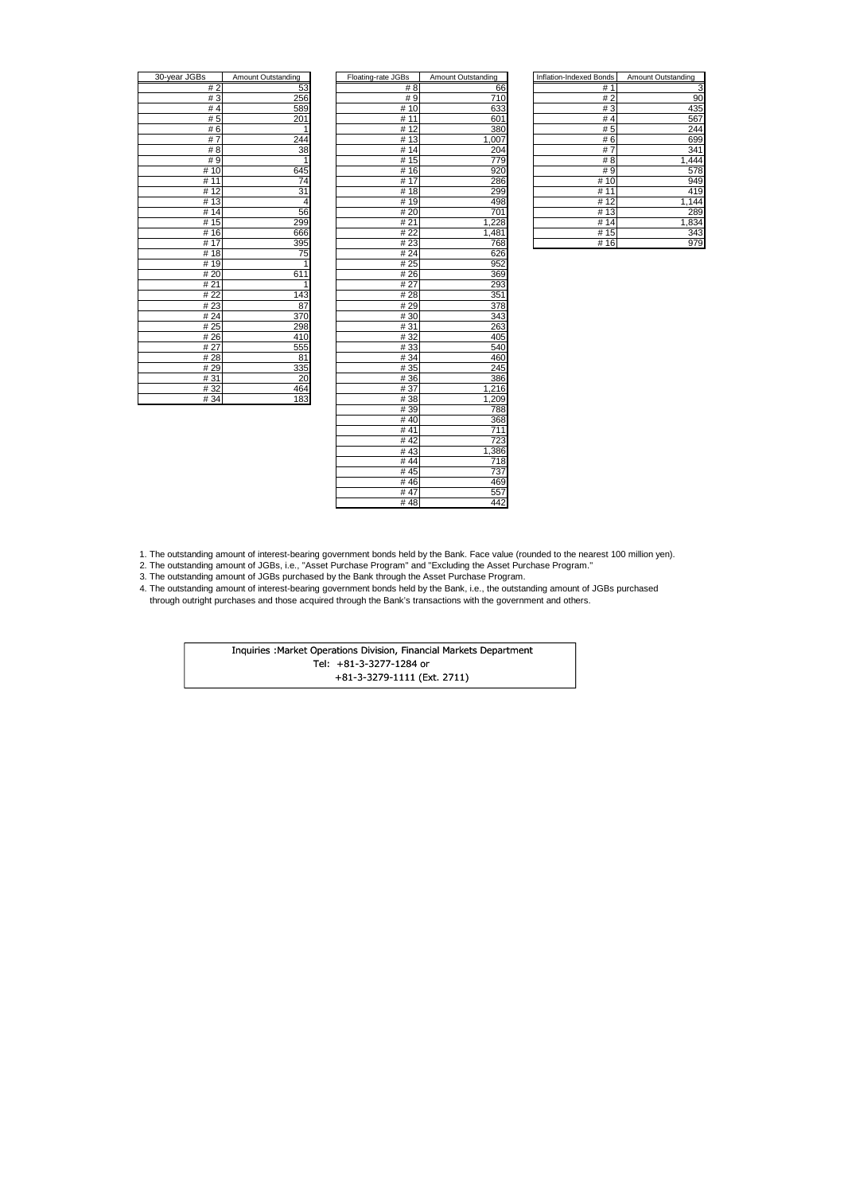| 30-year JGBs | Amount Outstanding |
|---|---|
| # 2 | 53 |
| # 3 | 256 |
| # 4 | 589 |
| # 5 | 201 |
| # 6 | 1 |
| # 7 | 244 |
| # 8 | 38 |
| # 9 | 1 |
| # 10 | 645 |
| # 11 | 74 |
| # 12 | 31 |
| # 13 | 4 |
| # 14 | 56 |
| # 15 | 299 |
| # 16 | 666 |
| # 17 | 395 |
| # 18 | 75 |
| # 19 | 1 |
| # 20 | 611 |
| # 21 | 1 |
| # 22 | 143 |
| # 23 | 87 |
| # 24 | 370 |
| # 25 | 298 |
| # 26 | 410 |
| # 27 | 555 |
| # 28 | 81 |
| # 29 | 335 |
| # 31 | 20 |
| # 32 | 464 |
| # 34 | 183 |

| Floating-rate JGBs | Amount Outstanding |
|---|---|
| # 8 | 66 |
| # 9 | 710 |
| # 10 | 633 |
| # 11 | 601 |
| # 12 | 380 |
| # 13 | 1,007 |
| # 14 | 204 |
| # 15 | 779 |
| # 16 | 920 |
| # 17 | 286 |
| # 18 | 299 |
| # 19 | 498 |
| # 20 | 701 |
| # 21 | 1,228 |
| # 22 | 1,481 |
| # 23 | 768 |
| # 24 | 626 |
| # 25 | 952 |
| # 26 | 369 |
| # 27 | 293 |
| # 28 | 351 |
| # 29 | 378 |
| # 30 | 343 |
| # 31 | 263 |
| # 32 | 405 |
| # 33 | 540 |
| # 34 | 460 |
| # 35 | 245 |
| # 36 | 386 |
| # 37 | 1,216 |
| # 38 | 1,209 |
| # 39 | 788 |
| # 40 | 368 |
| # 41 | 711 |
| # 42 | 723 |
| # 43 | 1,386 |
| # 44 | 718 |
| # 45 | 737 |
| # 46 | 469 |
| # 47 | 557 |
| # 48 | 442 |

| Inflation-Indexed Bonds | Amount Outstanding |
|---|---|
| # 1 | 3 |
| # 2 | 90 |
| # 3 | 435 |
| # 4 | 567 |
| # 5 | 244 |
| # 6 | 699 |
| # 7 | 341 |
| # 8 | 1,444 |
| # 9 | 578 |
| # 10 | 949 |
| # 11 | 419 |
| # 12 | 1,144 |
| # 13 | 289 |
| # 14 | 1,834 |
| # 15 | 343 |
| # 16 | 979 |

1. The outstanding amount of interest-bearing government bonds held by the Bank. Face value (rounded to the nearest 100 million yen).
2. The outstanding amount of JGBs, i.e., "Asset Purchase Program" and "Excluding the Asset Purchase Program."
3. The outstanding amount of JGBs purchased by the Bank through the Asset Purchase Program.
4. The outstanding amount of interest-bearing government bonds held by the Bank, i.e., the outstanding amount of JGBs purchased through outright purchases and those acquired through the Bank's transactions with the government and others.

Inquiries :Market Operations Division, Financial Markets Department
Tel: +81-3-3277-1284 or
+81-3-3279-1111 (Ext. 2711)